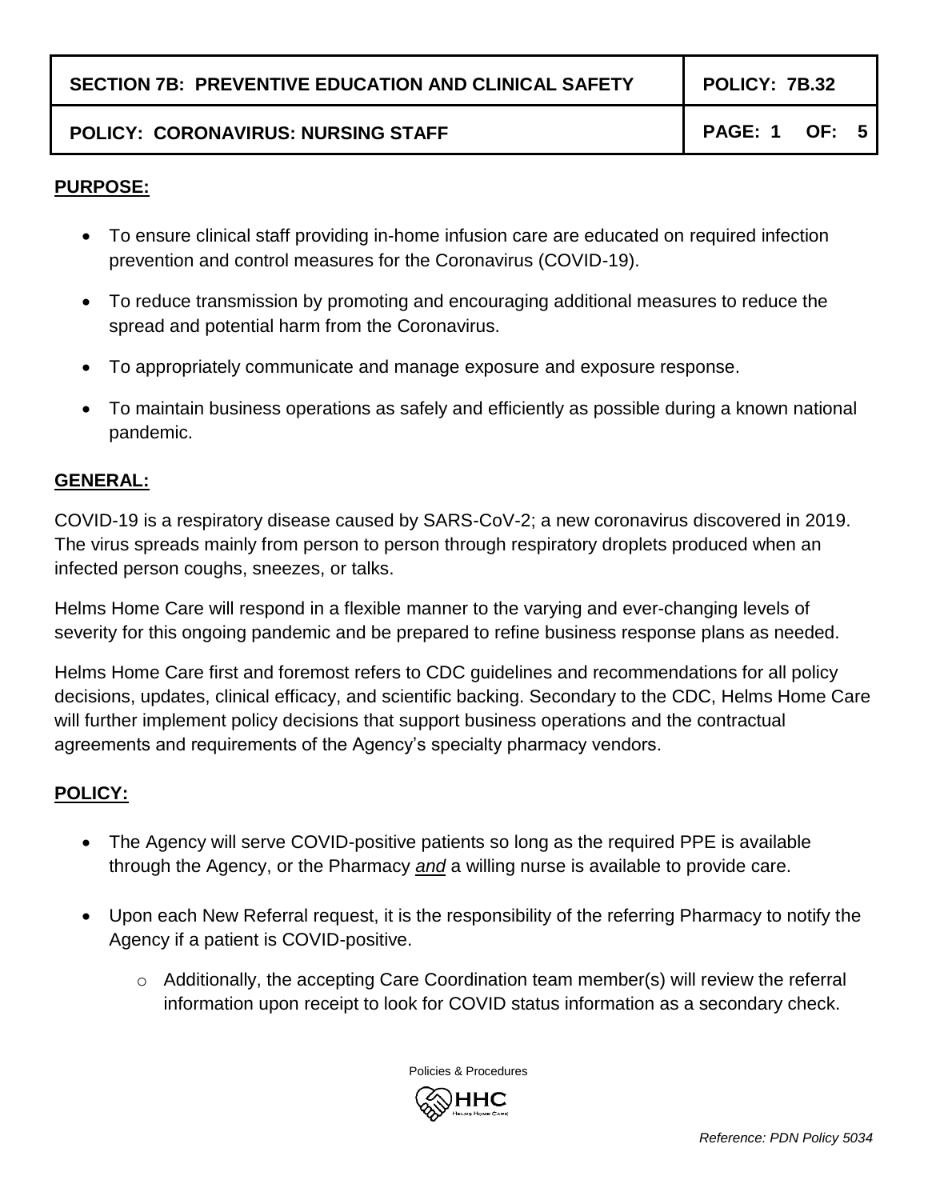| SECTION 7B: PREVENTIVE EDUCATION AND CLINICAL SAFETY | POLICY: 7B.32 |
| --- | --- |
| POLICY: CORONAVIRUS: NURSING STAFF | |

## PURPOSE:

- To ensure clinical staff providing in-home infusion care are educated on required infection prevention and control measures for the Coronavirus (COVID-19).
- To reduce transmission by promoting and encouraging additional measures to reduce the spread and potential harm from the Coronavirus.
- To appropriately communicate and manage exposure and exposure response.
- To maintain business operations as safely and efficiently as possible during a known national pandemic.

## GENERAL:

COVID-19 is a respiratory disease caused by SARS-CoV-2; a new coronavirus discovered in 2019. The virus spreads mainly from person to person through respiratory droplets produced when an infected person coughs, sneezes, or talks.

Helms Home Care will respond in a flexible manner to the varying and ever-changing levels of severity for this ongoing pandemic and be prepared to refine business response plans as needed.

Helms Home Care first and foremost refers to CDC guidelines and recommendations for all policy decisions, updates, clinical efficacy, and scientific backing. Secondary to the CDC, Helms Home Care will further implement policy decisions that support business operations and the contractual agreements and requirements of the Agency's specialty pharmacy vendors.

## POLICY:

- The Agency will serve COVID-positive patients so long as the required PPE is available through the Agency, or the Pharmacy ***and*** a willing nurse is available to provide care.
- Upon each New Referral request, it is the responsibility of the referring Pharmacy to notify the Agency if a patient is COVID-positive.
  - Additionally, the accepting Care Coordination team member(s) will review the referral information upon receipt to look for COVID status information as a secondary check.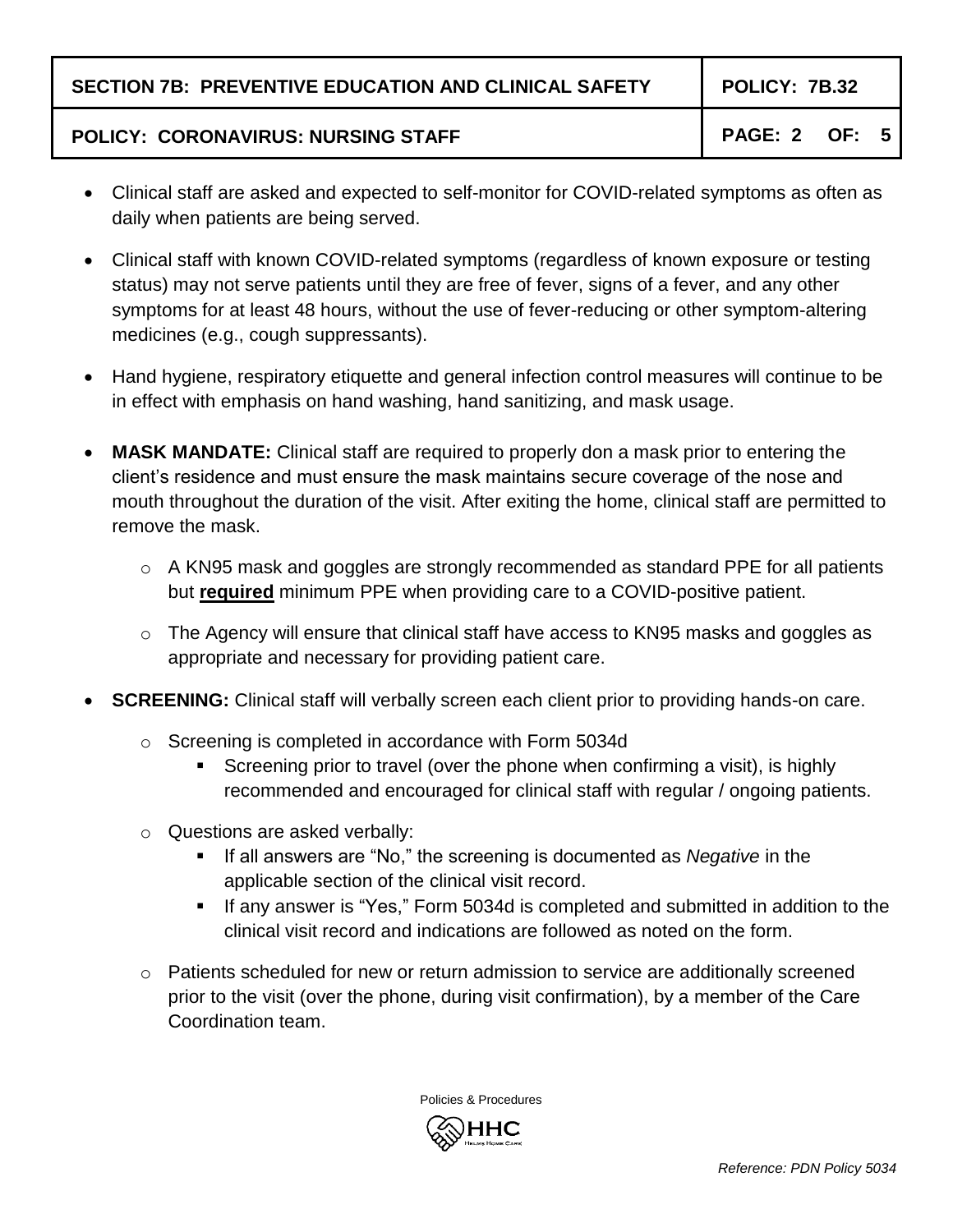- Clinical staff are asked and expected to self-monitor for COVID-related symptoms as often as daily when patients are being served.

- Clinical staff with known COVID-related symptoms (regardless of known exposure or testing status) may not serve patients until they are free of fever, signs of a fever, and any other symptoms for at least 48 hours, without the use of fever-reducing or other symptom-altering medicines (e.g., cough suppressants).

- Hand hygiene, respiratory etiquette and general infection control measures will continue to be in effect with emphasis on hand washing, hand sanitizing, and mask usage.

- **MASK MANDATE:** Clinical staff are required to properly don a mask prior to entering the client's residence and must ensure the mask maintains secure coverage of the nose and mouth throughout the duration of the visit. After exiting the home, clinical staff are permitted to remove the mask.
  - A KN95 mask and goggles are strongly recommended as standard PPE for all patients but **required** minimum PPE when providing care to a COVID-positive patient.
  - The Agency will ensure that clinical staff have access to KN95 masks and goggles as appropriate and necessary for providing patient care.

- **SCREENING:** Clinical staff will verbally screen each client prior to providing hands-on care.
  - Screening is completed in accordance with Form 5034d
    - Screening prior to travel (over the phone when confirming a visit), is highly recommended and encouraged for clinical staff with regular / ongoing patients.
  - Questions are asked verbally:
    - If all answers are "No," the screening is documented as *Negative* in the applicable section of the clinical visit record.
    - If any answer is "Yes," Form 5034d is completed and submitted in addition to the clinical visit record and indications are followed as noted on the form.
  - Patients scheduled for new or return admission to service are additionally screened prior to the visit (over the phone, during visit confirmation), by a member of the Care Coordination team.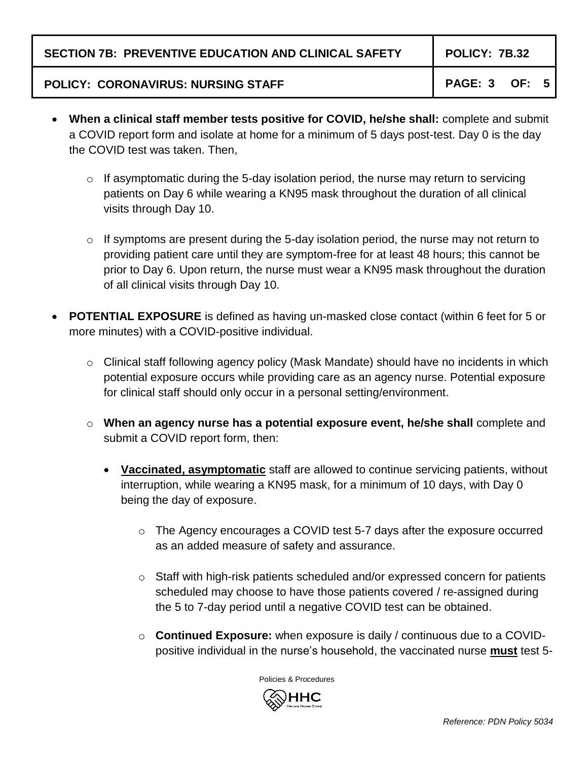- **When a clinical staff member tests positive for COVID, he/she shall:** complete and submit a COVID report form and isolate at home for a minimum of 5 days post-test. Day 0 is the day the COVID test was taken. Then,
  - If asymptomatic during the 5-day isolation period, the nurse may return to servicing patients on Day 6 while wearing a KN95 mask throughout the duration of all clinical visits through Day 10.
  - If symptoms are present during the 5-day isolation period, the nurse may not return to providing patient care until they are symptom-free for at least 48 hours; this cannot be prior to Day 6. Upon return, the nurse must wear a KN95 mask throughout the duration of all clinical visits through Day 10.
- **POTENTIAL EXPOSURE** is defined as having un-masked close contact (within 6 feet for 5 or more minutes) with a COVID-positive individual.
  - Clinical staff following agency policy (Mask Mandate) should have no incidents in which potential exposure occurs while providing care as an agency nurse. Potential exposure for clinical staff should only occur in a personal setting/environment.
  - **When an agency nurse has a potential exposure event, he/she shall** complete and submit a COVID report form, then:
    - **<u>Vaccinated, asymptomatic</u>** staff are allowed to continue servicing patients, without interruption, while wearing a KN95 mask, for a minimum of 10 days, with Day 0 being the day of exposure.
      - The Agency encourages a COVID test 5-7 days after the exposure occurred as an added measure of safety and assurance.
      - Staff with high-risk patients scheduled and/or expressed concern for patients scheduled may choose to have those patients covered / re-assigned during the 5 to 7-day period until a negative COVID test can be obtained.
      - **Continued Exposure:** when exposure is daily / continuous due to a COVID-positive individual in the nurse's household, the vaccinated nurse **<u>must</u>** test 5-

Reference: PDN Policy 5034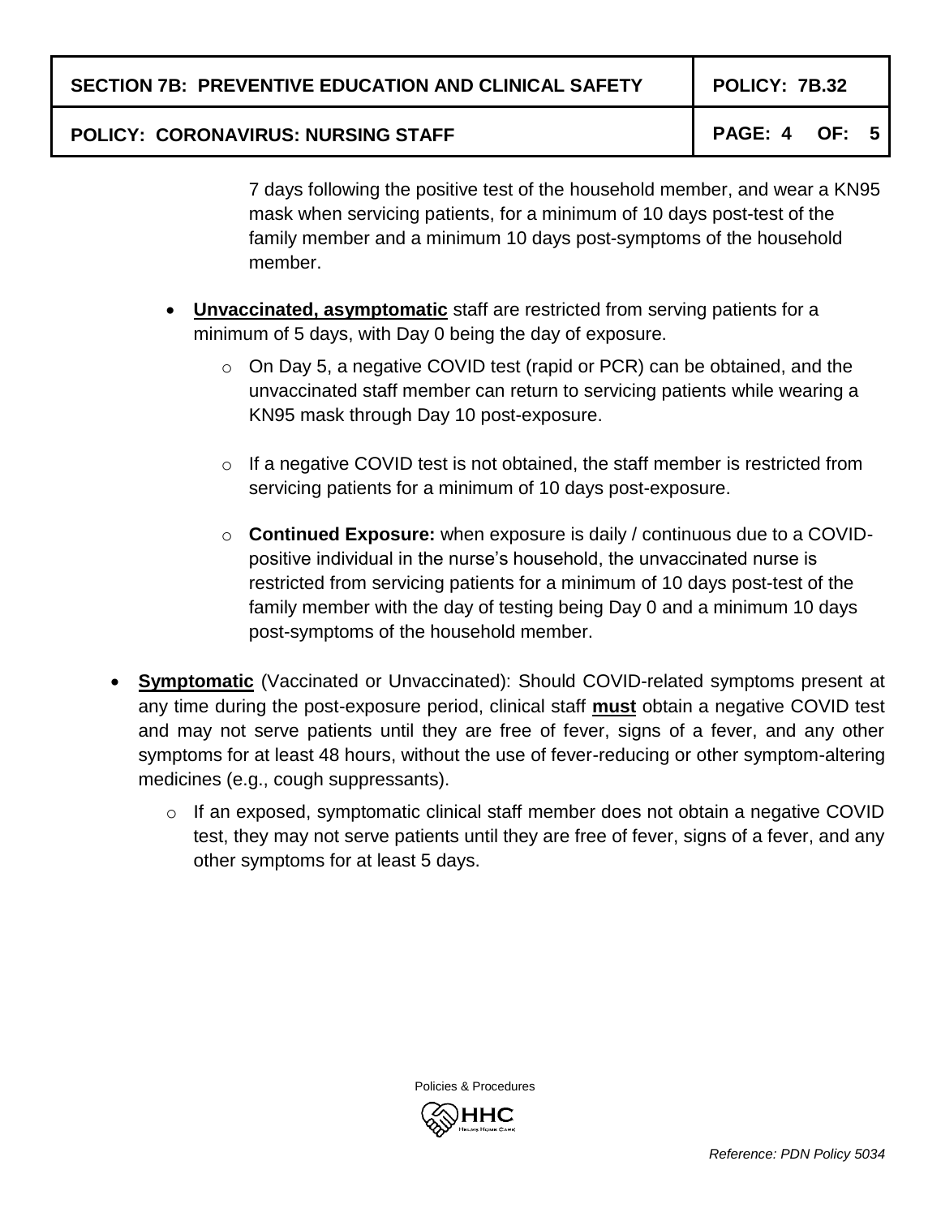7 days following the positive test of the household member, and wear a KN95 mask when servicing patients, for a minimum of 10 days post-test of the family member and a minimum 10 days post-symptoms of the household member.

- **Unvaccinated, asymptomatic** staff are restricted from serving patients for a minimum of 5 days, with Day 0 being the day of exposure.
  - On Day 5, a negative COVID test (rapid or PCR) can be obtained, and the unvaccinated staff member can return to servicing patients while wearing a KN95 mask through Day 10 post-exposure.
  - If a negative COVID test is not obtained, the staff member is restricted from servicing patients for a minimum of 10 days post-exposure.
  - **Continued Exposure:** when exposure is daily / continuous due to a COVID-positive individual in the nurse's household, the unvaccinated nurse is restricted from servicing patients for a minimum of 10 days post-test of the family member with the day of testing being Day 0 and a minimum 10 days post-symptoms of the household member.

- **Symptomatic** (Vaccinated or Unvaccinated): Should COVID-related symptoms present at any time during the post-exposure period, clinical staff **must** obtain a negative COVID test and may not serve patients until they are free of fever, signs of a fever, and any other symptoms for at least 48 hours, without the use of fever-reducing or other symptom-altering medicines (e.g., cough suppressants).
  - If an exposed, symptomatic clinical staff member does not obtain a negative COVID test, they may not serve patients until they are free of fever, signs of a fever, and any other symptoms for at least 5 days.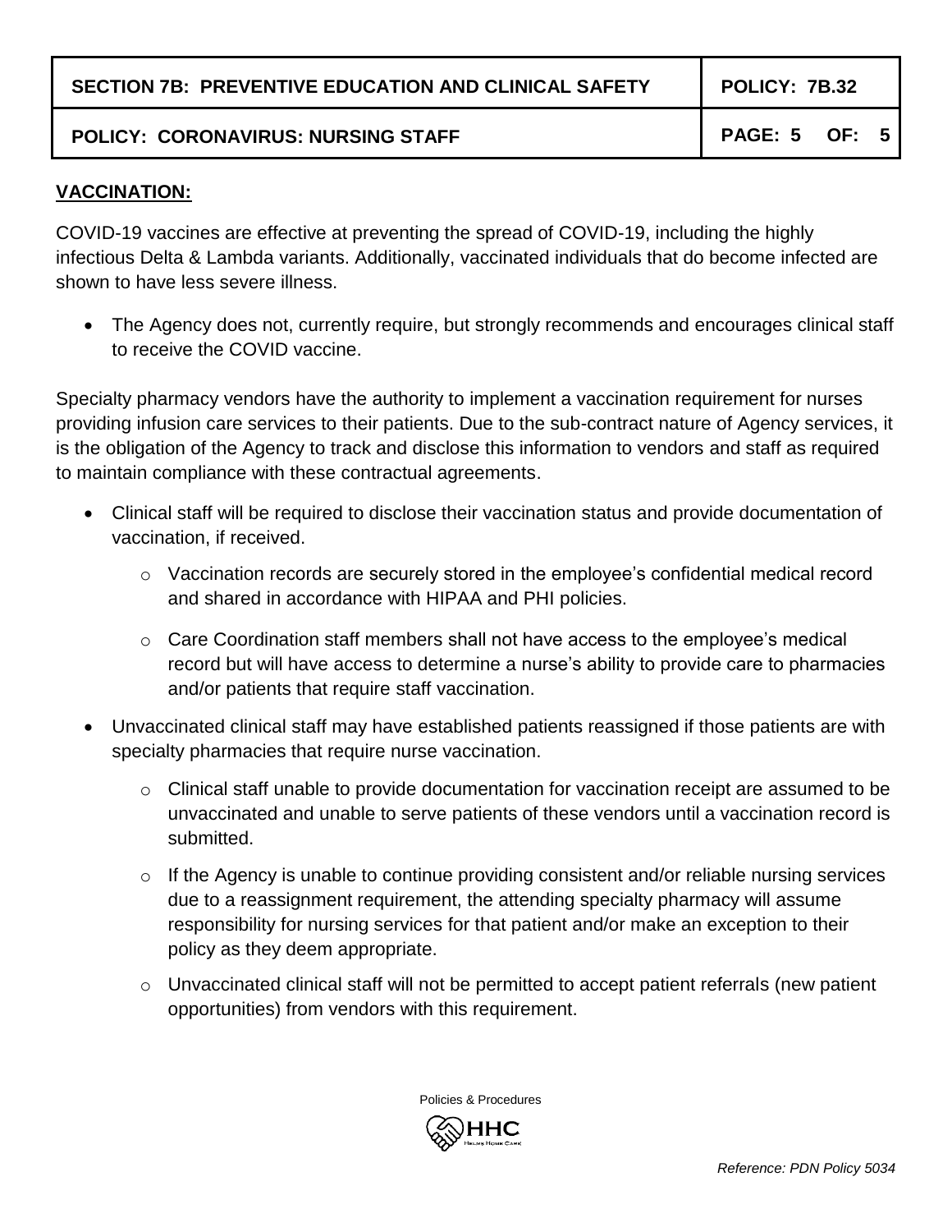## VACCINATION:

COVID-19 vaccines are effective at preventing the spread of COVID-19, including the highly infectious Delta & Lambda variants. Additionally, vaccinated individuals that do become infected are shown to have less severe illness.

- The Agency does not, currently require, but strongly recommends and encourages clinical staff to receive the COVID vaccine.

Specialty pharmacy vendors have the authority to implement a vaccination requirement for nurses providing infusion care services to their patients. Due to the sub-contract nature of Agency services, it is the obligation of the Agency to track and disclose this information to vendors and staff as required to maintain compliance with these contractual agreements.

- Clinical staff will be required to disclose their vaccination status and provide documentation of vaccination, if received.
  - Vaccination records are securely stored in the employee's confidential medical record and shared in accordance with HIPAA and PHI policies.
  - Care Coordination staff members shall not have access to the employee's medical record but will have access to determine a nurse's ability to provide care to pharmacies and/or patients that require staff vaccination.
- Unvaccinated clinical staff may have established patients reassigned if those patients are with specialty pharmacies that require nurse vaccination.
  - Clinical staff unable to provide documentation for vaccination receipt are assumed to be unvaccinated and unable to serve patients of these vendors until a vaccination record is submitted.
  - If the Agency is unable to continue providing consistent and/or reliable nursing services due to a reassignment requirement, the attending specialty pharmacy will assume responsibility for nursing services for that patient and/or make an exception to their policy as they deem appropriate.
  - Unvaccinated clinical staff will not be permitted to accept patient referrals (new patient opportunities) from vendors with this requirement.